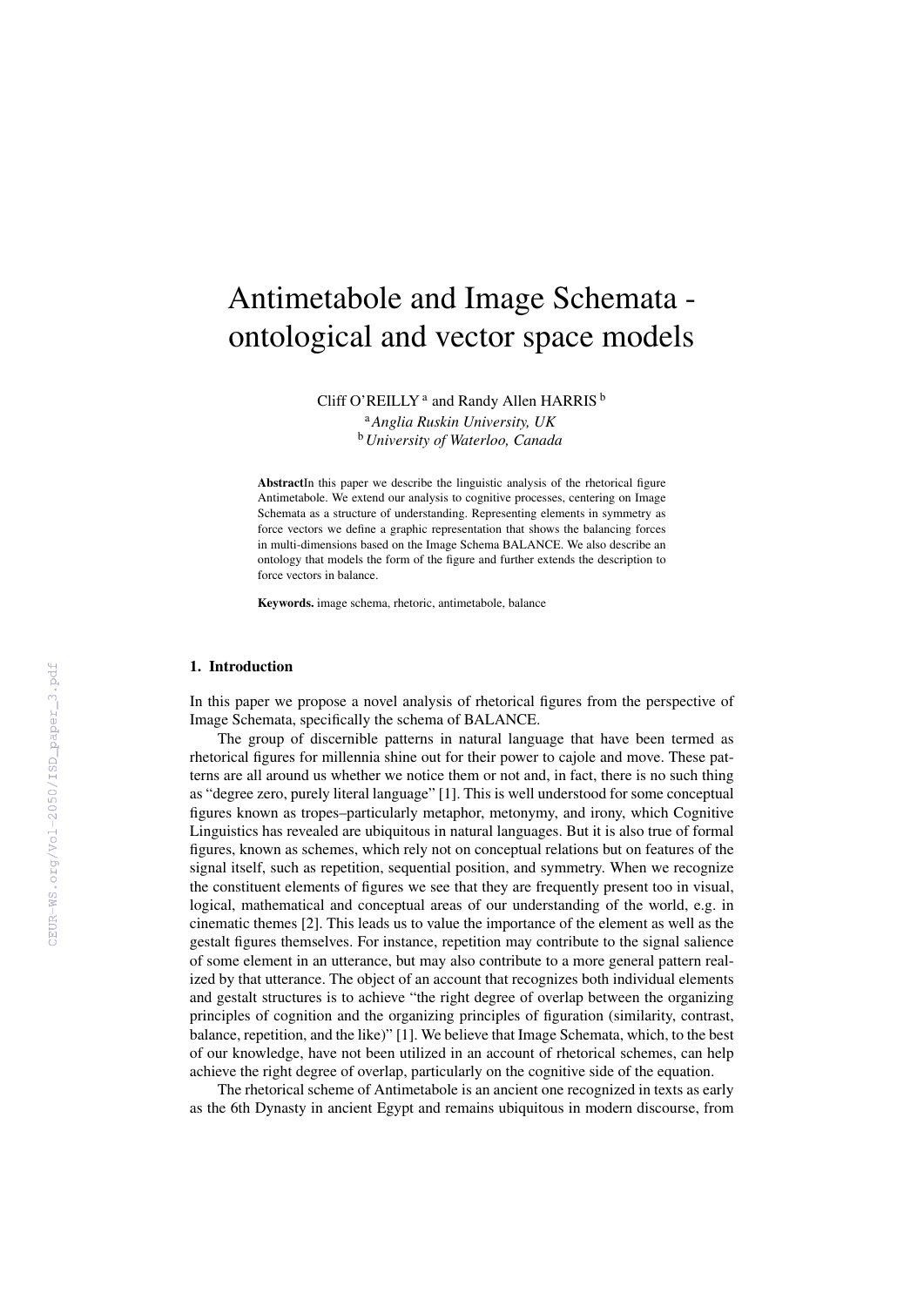# Antimetabole and Image Schemata - ontological and vector space models

Cliff O'REILLY [a] and Randy Allen HARRIS [b]

[a] *Anglia Ruskin University, UK*
[b] *University of Waterloo, Canada*

**Abstract** In this paper we describe the linguistic analysis of the rhetorical figure Antimetabole. We extend our analysis to cognitive processes, centering on Image Schemata as a structure of understanding. Representing elements in symmetry as force vectors we define a graphic representation that shows the balancing forces in multi-dimensions based on the Image Schema BALANCE. We also describe an ontology that models the form of the figure and further extends the description to force vectors in balance.

**Keywords.** image schema, rhetoric, antimetabole, balance

## 1. Introduction

In this paper we propose a novel analysis of rhetorical figures from the perspective of Image Schemata, specifically the schema of BALANCE.

The group of discernible patterns in natural language that have been termed as rhetorical figures for millennia shine out for their power to cajole and move. These patterns are all around us whether we notice them or not and, in fact, there is no such thing as "degree zero, purely literal language" [1]. This is well understood for some conceptual figures known as tropes–particularly metaphor, metonymy, and irony, which Cognitive Linguistics has revealed are ubiquitous in natural languages. But it is also true of formal figures, known as schemes, which rely not on conceptual relations but on features of the signal itself, such as repetition, sequential position, and symmetry. When we recognize the constituent elements of figures we see that they are frequently present too in visual, logical, mathematical and conceptual areas of our understanding of the world, e.g. in cinematic themes [2]. This leads us to value the importance of the element as well as the gestalt figures themselves. For instance, repetition may contribute to the signal salience of some element in an utterance, but may also contribute to a more general pattern realized by that utterance. The object of an account that recognizes both individual elements and gestalt structures is to achieve "the right degree of overlap between the organizing principles of cognition and the organizing principles of figuration (similarity, contrast, balance, repetition, and the like)" [1]. We believe that Image Schemata, which, to the best of our knowledge, have not been utilized in an account of rhetorical schemes, can help achieve the right degree of overlap, particularly on the cognitive side of the equation.

The rhetorical scheme of Antimetabole is an ancient one recognized in texts as early as the 6th Dynasty in ancient Egypt and remains ubiquitous in modern discourse, from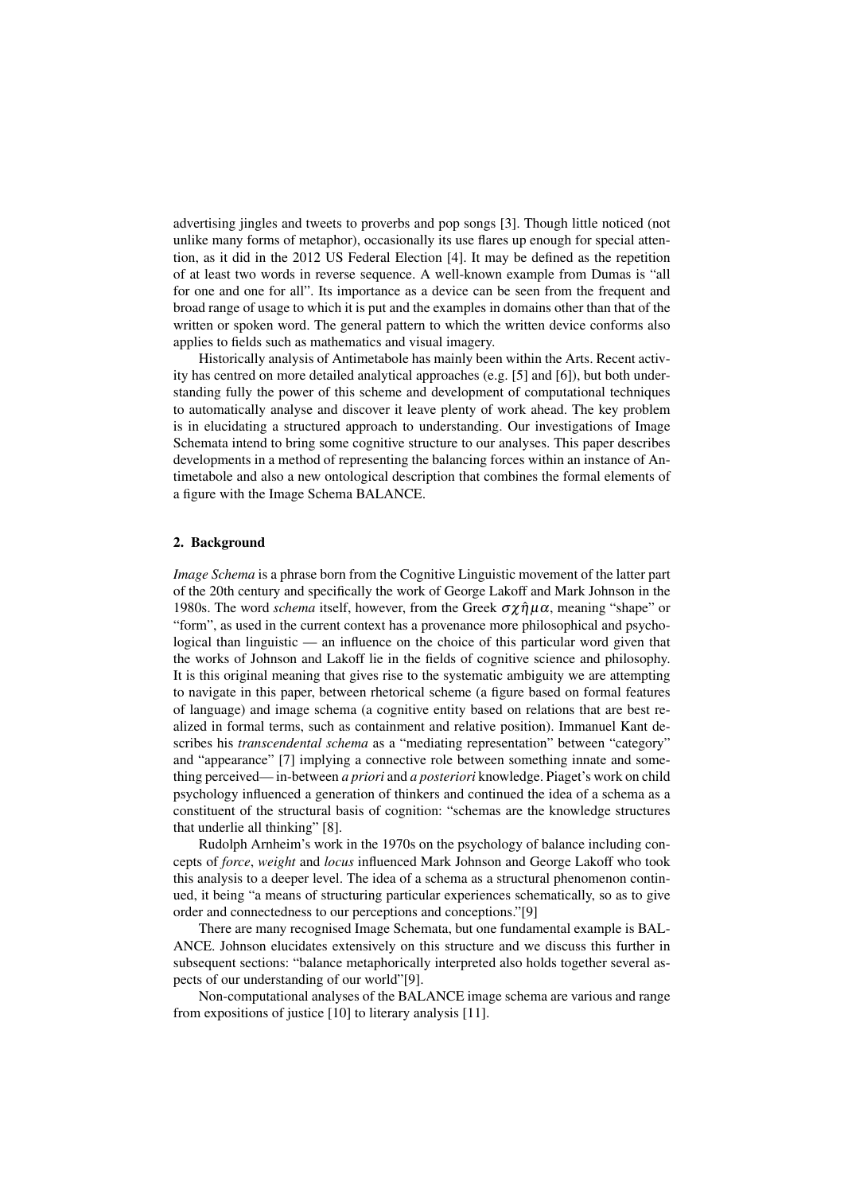advertising jingles and tweets to proverbs and pop songs [3]. Though little noticed (not unlike many forms of metaphor), occasionally its use flares up enough for special attention, as it did in the 2012 US Federal Election [4]. It may be defined as the repetition of at least two words in reverse sequence. A well-known example from Dumas is "all for one and one for all". Its importance as a device can be seen from the frequent and broad range of usage to which it is put and the examples in domains other than that of the written or spoken word. The general pattern to which the written device conforms also applies to fields such as mathematics and visual imagery.

Historically analysis of Antimetabole has mainly been within the Arts. Recent activity has centred on more detailed analytical approaches (e.g. [5] and [6]), but both understanding fully the power of this scheme and development of computational techniques to automatically analyse and discover it leave plenty of work ahead. The key problem is in elucidating a structured approach to understanding. Our investigations of Image Schemata intend to bring some cognitive structure to our analyses. This paper describes developments in a method of representing the balancing forces within an instance of Antimetabole and also a new ontological description that combines the formal elements of a figure with the Image Schema BALANCE.

## 2. Background

*Image Schema* is a phrase born from the Cognitive Linguistic movement of the latter part of the 20th century and specifically the work of George Lakoff and Mark Johnson in the 1980s. The word *schema* itself, however, from the Greek σχῆμα, meaning "shape" or "form", as used in the current context has a provenance more philosophical and psychological than linguistic — an influence on the choice of this particular word given that the works of Johnson and Lakoff lie in the fields of cognitive science and philosophy. It is this original meaning that gives rise to the systematic ambiguity we are attempting to navigate in this paper, between rhetorical scheme (a figure based on formal features of language) and image schema (a cognitive entity based on relations that are best realized in formal terms, such as containment and relative position). Immanuel Kant describes his *transcendental schema* as a "mediating representation" between "category" and "appearance" [7] implying a connective role between something innate and something perceived— in-between *a priori* and *a posteriori* knowledge. Piaget's work on child psychology influenced a generation of thinkers and continued the idea of a schema as a constituent of the structural basis of cognition: "schemas are the knowledge structures that underlie all thinking" [8].

Rudolph Arnheim's work in the 1970s on the psychology of balance including concepts of *force*, *weight* and *locus* influenced Mark Johnson and George Lakoff who took this analysis to a deeper level. The idea of a schema as a structural phenomenon continued, it being "a means of structuring particular experiences schematically, so as to give order and connectedness to our perceptions and conceptions."[9]

There are many recognised Image Schemata, but one fundamental example is BALANCE. Johnson elucidates extensively on this structure and we discuss this further in subsequent sections: "balance metaphorically interpreted also holds together several aspects of our understanding of our world"[9].

Non-computational analyses of the BALANCE image schema are various and range from expositions of justice [10] to literary analysis [11].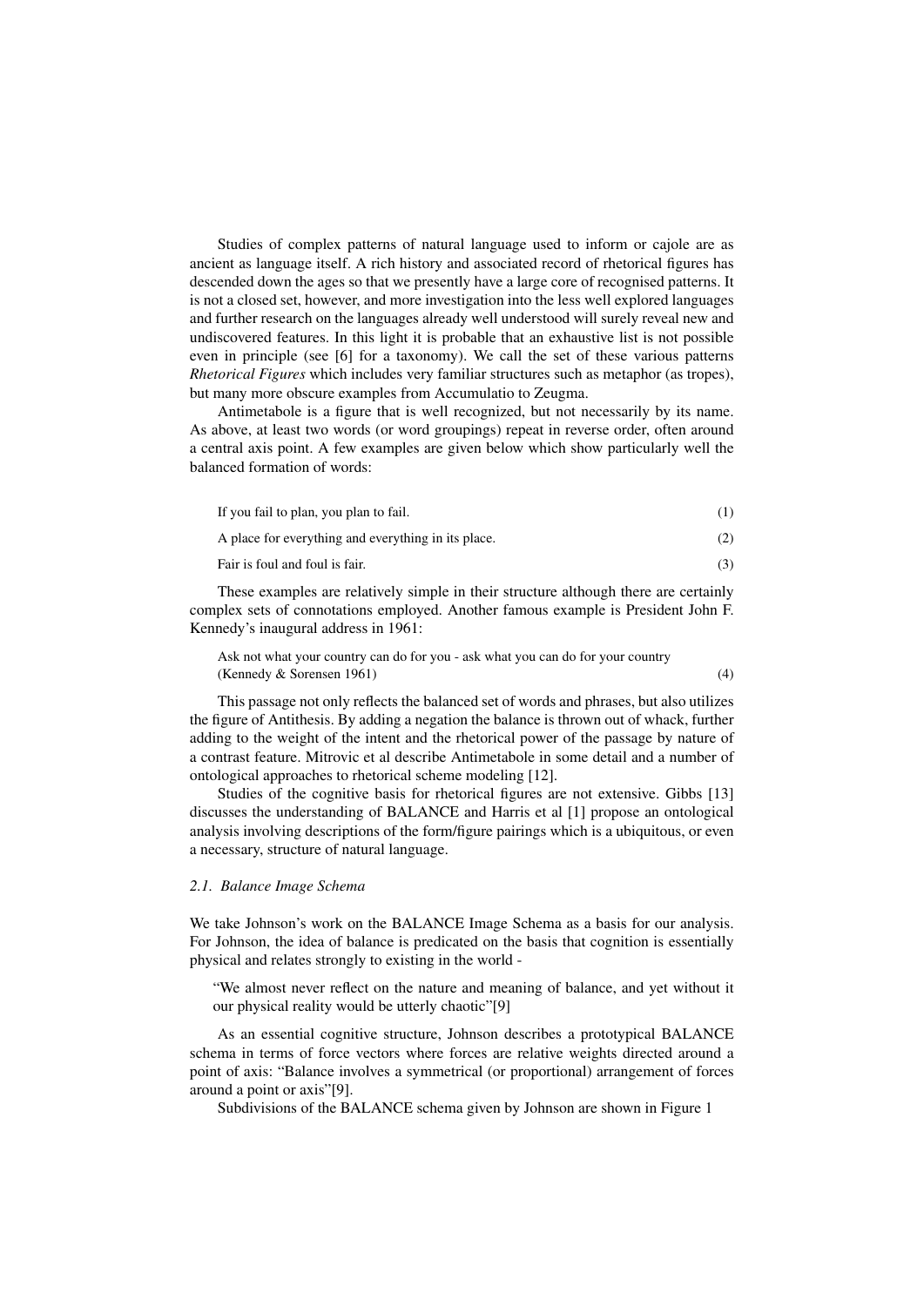Studies of complex patterns of natural language used to inform or cajole are as ancient as language itself. A rich history and associated record of rhetorical figures has descended down the ages so that we presently have a large core of recognised patterns. It is not a closed set, however, and more investigation into the less well explored languages and further research on the languages already well understood will surely reveal new and undiscovered features. In this light it is probable that an exhaustive list is not possible even in principle (see [6] for a taxonomy). We call the set of these various patterns *Rhetorical Figures* which includes very familiar structures such as metaphor (as tropes), but many more obscure examples from Accumulatio to Zeugma.

Antimetabole is a figure that is well recognized, but not necessarily by its name. As above, at least two words (or word groupings) repeat in reverse order, often around a central axis point. A few examples are given below which show particularly well the balanced formation of words:

If you fail to plan, you plan to fail. (1)

A place for everything and everything in its place. (2)

Fair is foul and foul is fair. (3)

These examples are relatively simple in their structure although there are certainly complex sets of connotations employed. Another famous example is President John F. Kennedy's inaugural address in 1961:

> Ask not what your country can do for you - ask what you can do for your country (Kennedy & Sorensen 1961) (4)

This passage not only reflects the balanced set of words and phrases, but also utilizes the figure of Antithesis. By adding a negation the balance is thrown out of whack, further adding to the weight of the intent and the rhetorical power of the passage by nature of a contrast feature. Mitrovic et al describe Antimetabole in some detail and a number of ontological approaches to rhetorical scheme modeling [12].

Studies of the cognitive basis for rhetorical figures are not extensive. Gibbs [13] discusses the understanding of BALANCE and Harris et al [1] propose an ontological analysis involving descriptions of the form/figure pairings which is a ubiquitous, or even a necessary, structure of natural language.

### *2.1. Balance Image Schema*

We take Johnson's work on the BALANCE Image Schema as a basis for our analysis. For Johnson, the idea of balance is predicated on the basis that cognition is essentially physical and relates strongly to existing in the world -

> "We almost never reflect on the nature and meaning of balance, and yet without it our physical reality would be utterly chaotic"[9]

As an essential cognitive structure, Johnson describes a prototypical BALANCE schema in terms of force vectors where forces are relative weights directed around a point of axis: "Balance involves a symmetrical (or proportional) arrangement of forces around a point or axis"[9].

Subdivisions of the BALANCE schema given by Johnson are shown in Figure 1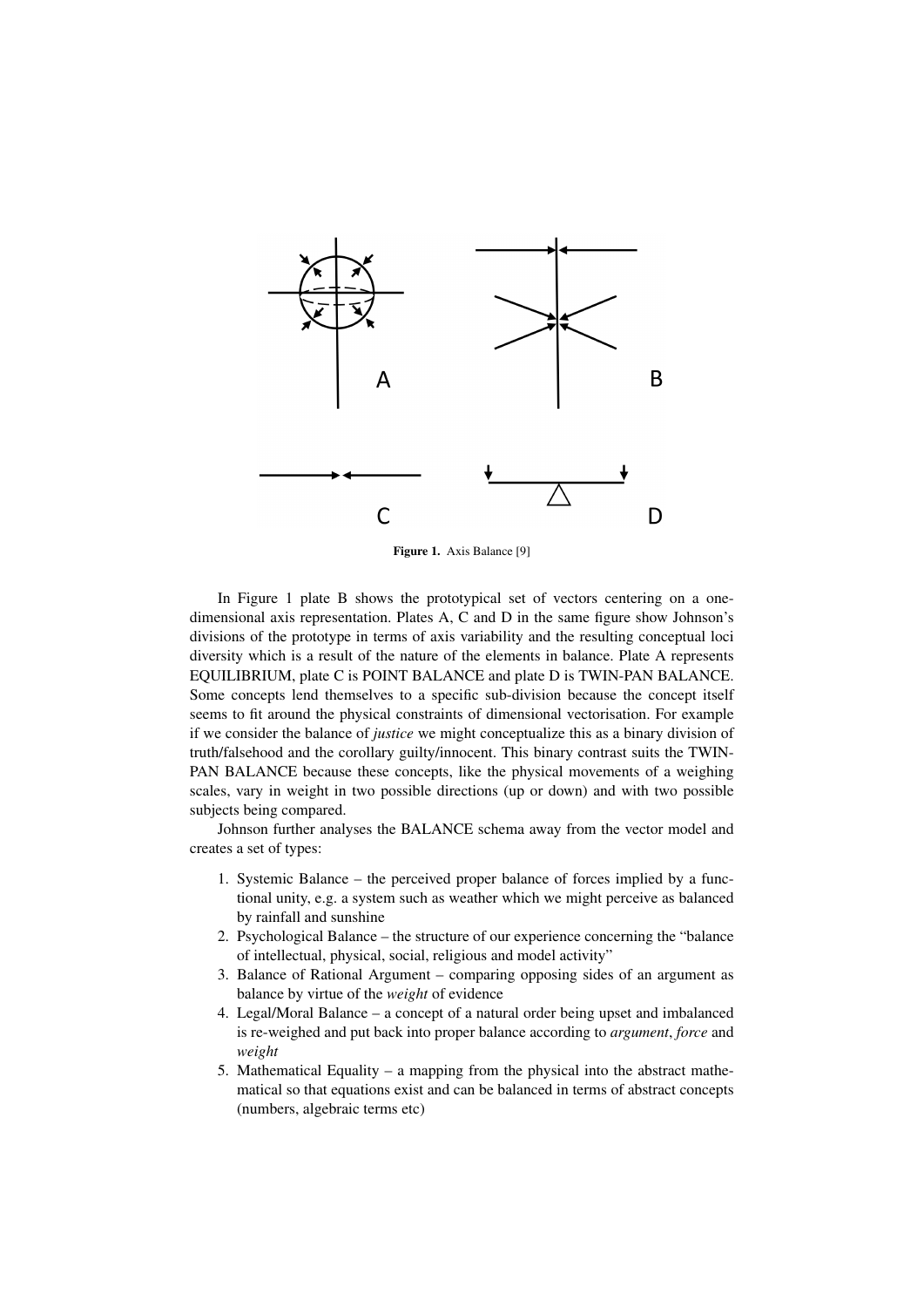Figure 1. Axis Balance [9]

In Figure 1 plate B shows the prototypical set of vectors centering on a one-dimensional axis representation. Plates A, C and D in the same figure show Johnson's divisions of the prototype in terms of axis variability and the resulting conceptual loci diversity which is a result of the nature of the elements in balance. Plate A represents EQUILIBRIUM, plate C is POINT BALANCE and plate D is TWIN-PAN BALANCE. Some concepts lend themselves to a specific sub-division because the concept itself seems to fit around the physical constraints of dimensional vectorisation. For example if we consider the balance of *justice* we might conceptualize this as a binary division of truth/falsehood and the corollary guilty/innocent. This binary contrast suits the TWIN-PAN BALANCE because these concepts, like the physical movements of a weighing scales, vary in weight in two possible directions (up or down) and with two possible subjects being compared.

Johnson further analyses the BALANCE schema away from the vector model and creates a set of types:

1. Systemic Balance – the perceived proper balance of forces implied by a functional unity, e.g. a system such as weather which we might perceive as balanced by rainfall and sunshine
2. Psychological Balance – the structure of our experience concerning the "balance of intellectual, physical, social, religious and model activity"
3. Balance of Rational Argument – comparing opposing sides of an argument as balance by virtue of the *weight* of evidence
4. Legal/Moral Balance – a concept of a natural order being upset and imbalanced is re-weighed and put back into proper balance according to *argument*, *force* and *weight*
5. Mathematical Equality – a mapping from the physical into the abstract mathematical so that equations exist and can be balanced in terms of abstract concepts (numbers, algebraic terms etc)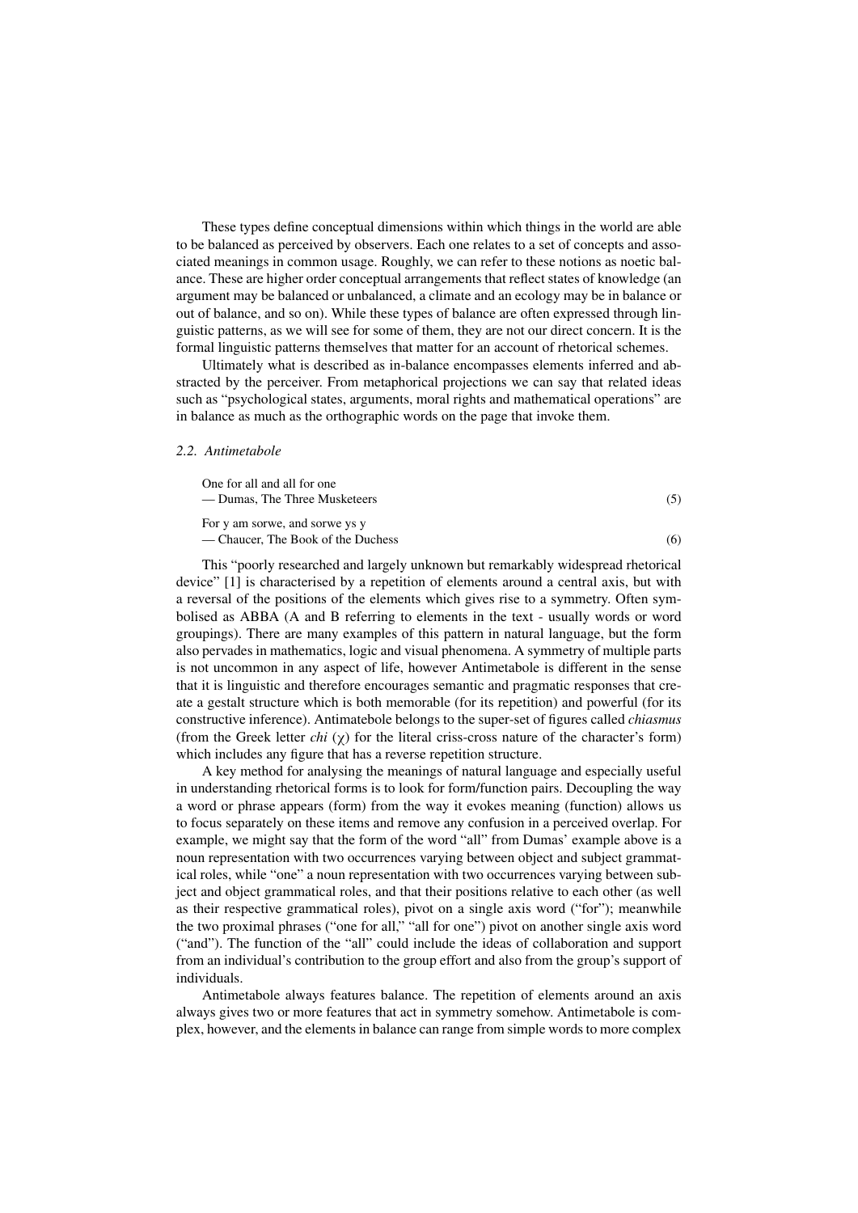These types define conceptual dimensions within which things in the world are able to be balanced as perceived by observers. Each one relates to a set of concepts and associated meanings in common usage. Roughly, we can refer to these notions as noetic balance. These are higher order conceptual arrangements that reflect states of knowledge (an argument may be balanced or unbalanced, a climate and an ecology may be in balance or out of balance, and so on). While these types of balance are often expressed through linguistic patterns, as we will see for some of them, they are not our direct concern. It is the formal linguistic patterns themselves that matter for an account of rhetorical schemes.

Ultimately what is described as in-balance encompasses elements inferred and abstracted by the perceiver. From metaphorical projections we can say that related ideas such as "psychological states, arguments, moral rights and mathematical operations" are in balance as much as the orthographic words on the page that invoke them.

### *2.2. Antimetabole*

One for all and all for one
— Dumas, The Three Musketeers (5)

For y am sorwe, and sorwe ys y
— Chaucer, The Book of the Duchess (6)

This "poorly researched and largely unknown but remarkably widespread rhetorical device" [1] is characterised by a repetition of elements around a central axis, but with a reversal of the positions of the elements which gives rise to a symmetry. Often symbolised as ABBA (A and B referring to elements in the text - usually words or word groupings). There are many examples of this pattern in natural language, but the form also pervades in mathematics, logic and visual phenomena. A symmetry of multiple parts is not uncommon in any aspect of life, however Antimetabole is different in the sense that it is linguistic and therefore encourages semantic and pragmatic responses that create a gestalt structure which is both memorable (for its repetition) and powerful (for its constructive inference). Antimatebole belongs to the super-set of figures called *chiasmus* (from the Greek letter *chi* ($\chi$) for the literal criss-cross nature of the character's form) which includes any figure that has a reverse repetition structure.

A key method for analysing the meanings of natural language and especially useful in understanding rhetorical forms is to look for form/function pairs. Decoupling the way a word or phrase appears (form) from the way it evokes meaning (function) allows us to focus separately on these items and remove any confusion in a perceived overlap. For example, we might say that the form of the word "all" from Dumas' example above is a noun representation with two occurrences varying between object and subject grammatical roles, while "one" a noun representation with two occurrences varying between subject and object grammatical roles, and that their positions relative to each other (as well as their respective grammatical roles), pivot on a single axis word ("for"); meanwhile the two proximal phrases ("one for all," "all for one") pivot on another single axis word ("and"). The function of the "all" could include the ideas of collaboration and support from an individual's contribution to the group effort and also from the group's support of individuals.

Antimetabole always features balance. The repetition of elements around an axis always gives two or more features that act in symmetry somehow. Antimetabole is complex, however, and the elements in balance can range from simple words to more complex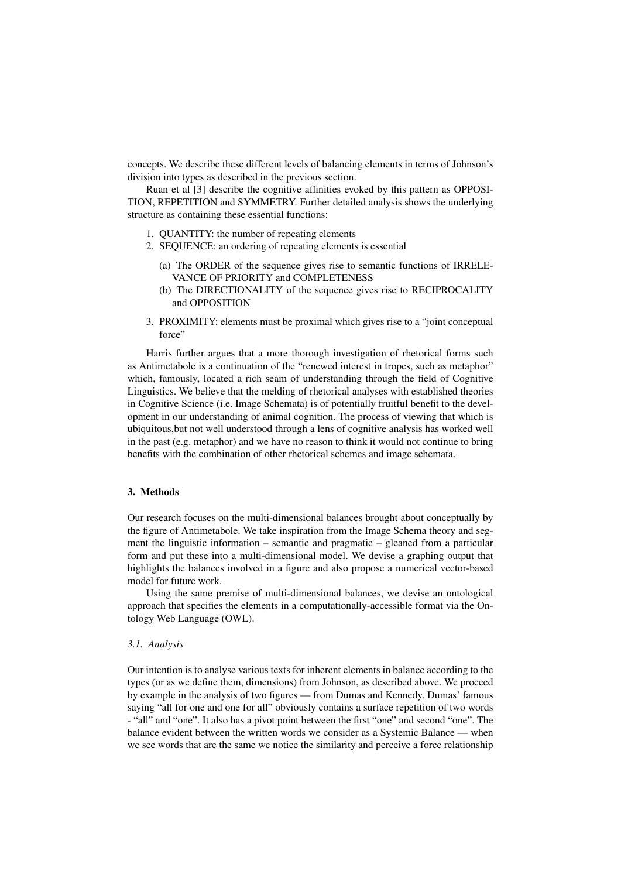concepts. We describe these different levels of balancing elements in terms of Johnson's division into types as described in the previous section.

Ruan et al [3] describe the cognitive affinities evoked by this pattern as OPPOSITION, REPETITION and SYMMETRY. Further detailed analysis shows the underlying structure as containing these essential functions:

1. QUANTITY: the number of repeating elements
2. SEQUENCE: an ordering of repeating elements is essential
   (a) The ORDER of the sequence gives rise to semantic functions of IRRELEVANCE OF PRIORITY and COMPLETENESS
   (b) The DIRECTIONALITY of the sequence gives rise to RECIPROCALITY and OPPOSITION
3. PROXIMITY: elements must be proximal which gives rise to a "joint conceptual force"

Harris further argues that a more thorough investigation of rhetorical forms such as Antimetabole is a continuation of the "renewed interest in tropes, such as metaphor" which, famously, located a rich seam of understanding through the field of Cognitive Linguistics. We believe that the melding of rhetorical analyses with established theories in Cognitive Science (i.e. Image Schemata) is of potentially fruitful benefit to the development in our understanding of animal cognition. The process of viewing that which is ubiquitous,but not well understood through a lens of cognitive analysis has worked well in the past (e.g. metaphor) and we have no reason to think it would not continue to bring benefits with the combination of other rhetorical schemes and image schemata.

## 3. Methods

Our research focuses on the multi-dimensional balances brought about conceptually by the figure of Antimetabole. We take inspiration from the Image Schema theory and segment the linguistic information – semantic and pragmatic – gleaned from a particular form and put these into a multi-dimensional model. We devise a graphing output that highlights the balances involved in a figure and also propose a numerical vector-based model for future work.

Using the same premise of multi-dimensional balances, we devise an ontological approach that specifies the elements in a computationally-accessible format via the Ontology Web Language (OWL).

### *3.1. Analysis*

Our intention is to analyse various texts for inherent elements in balance according to the types (or as we define them, dimensions) from Johnson, as described above. We proceed by example in the analysis of two figures — from Dumas and Kennedy. Dumas' famous saying "all for one and one for all" obviously contains a surface repetition of two words - "all" and "one". It also has a pivot point between the first "one" and second "one". The balance evident between the written words we consider as a Systemic Balance — when we see words that are the same we notice the similarity and perceive a force relationship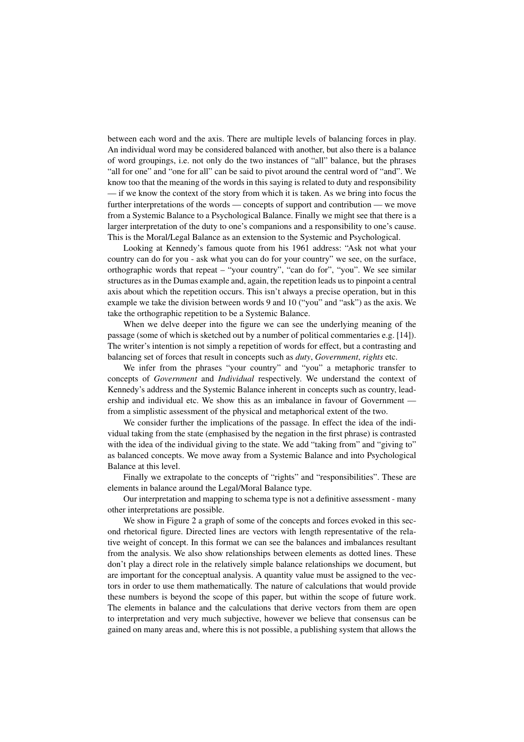between each word and the axis. There are multiple levels of balancing forces in play. An individual word may be considered balanced with another, but also there is a balance of word groupings, i.e. not only do the two instances of "all" balance, but the phrases "all for one" and "one for all" can be said to pivot around the central word of "and". We know too that the meaning of the words in this saying is related to duty and responsibility — if we know the context of the story from which it is taken. As we bring into focus the further interpretations of the words — concepts of support and contribution — we move from a Systemic Balance to a Psychological Balance. Finally we might see that there is a larger interpretation of the duty to one's companions and a responsibility to one's cause. This is the Moral/Legal Balance as an extension to the Systemic and Psychological.

Looking at Kennedy's famous quote from his 1961 address: "Ask not what your country can do for you - ask what you can do for your country" we see, on the surface, orthographic words that repeat – "your country", "can do for", "you". We see similar structures as in the Dumas example and, again, the repetition leads us to pinpoint a central axis about which the repetition occurs. This isn't always a precise operation, but in this example we take the division between words 9 and 10 ("you" and "ask") as the axis. We take the orthographic repetition to be a Systemic Balance.

When we delve deeper into the figure we can see the underlying meaning of the passage (some of which is sketched out by a number of political commentaries e.g. [14]). The writer's intention is not simply a repetition of words for effect, but a contrasting and balancing set of forces that result in concepts such as *duty*, *Government*, *rights* etc.

We infer from the phrases "your country" and "you" a metaphoric transfer to concepts of *Government* and *Individual* respectively. We understand the context of Kennedy's address and the Systemic Balance inherent in concepts such as country, leadership and individual etc. We show this as an imbalance in favour of Government — from a simplistic assessment of the physical and metaphorical extent of the two.

We consider further the implications of the passage. In effect the idea of the individual taking from the state (emphasised by the negation in the first phrase) is contrasted with the idea of the individual giving to the state. We add "taking from" and "giving to" as balanced concepts. We move away from a Systemic Balance and into Psychological Balance at this level.

Finally we extrapolate to the concepts of "rights" and "responsibilities". These are elements in balance around the Legal/Moral Balance type.

Our interpretation and mapping to schema type is not a definitive assessment - many other interpretations are possible.

We show in Figure 2 a graph of some of the concepts and forces evoked in this second rhetorical figure. Directed lines are vectors with length representative of the relative weight of concept. In this format we can see the balances and imbalances resultant from the analysis. We also show relationships between elements as dotted lines. These don't play a direct role in the relatively simple balance relationships we document, but are important for the conceptual analysis. A quantity value must be assigned to the vectors in order to use them mathematically. The nature of calculations that would provide these numbers is beyond the scope of this paper, but within the scope of future work. The elements in balance and the calculations that derive vectors from them are open to interpretation and very much subjective, however we believe that consensus can be gained on many areas and, where this is not possible, a publishing system that allows the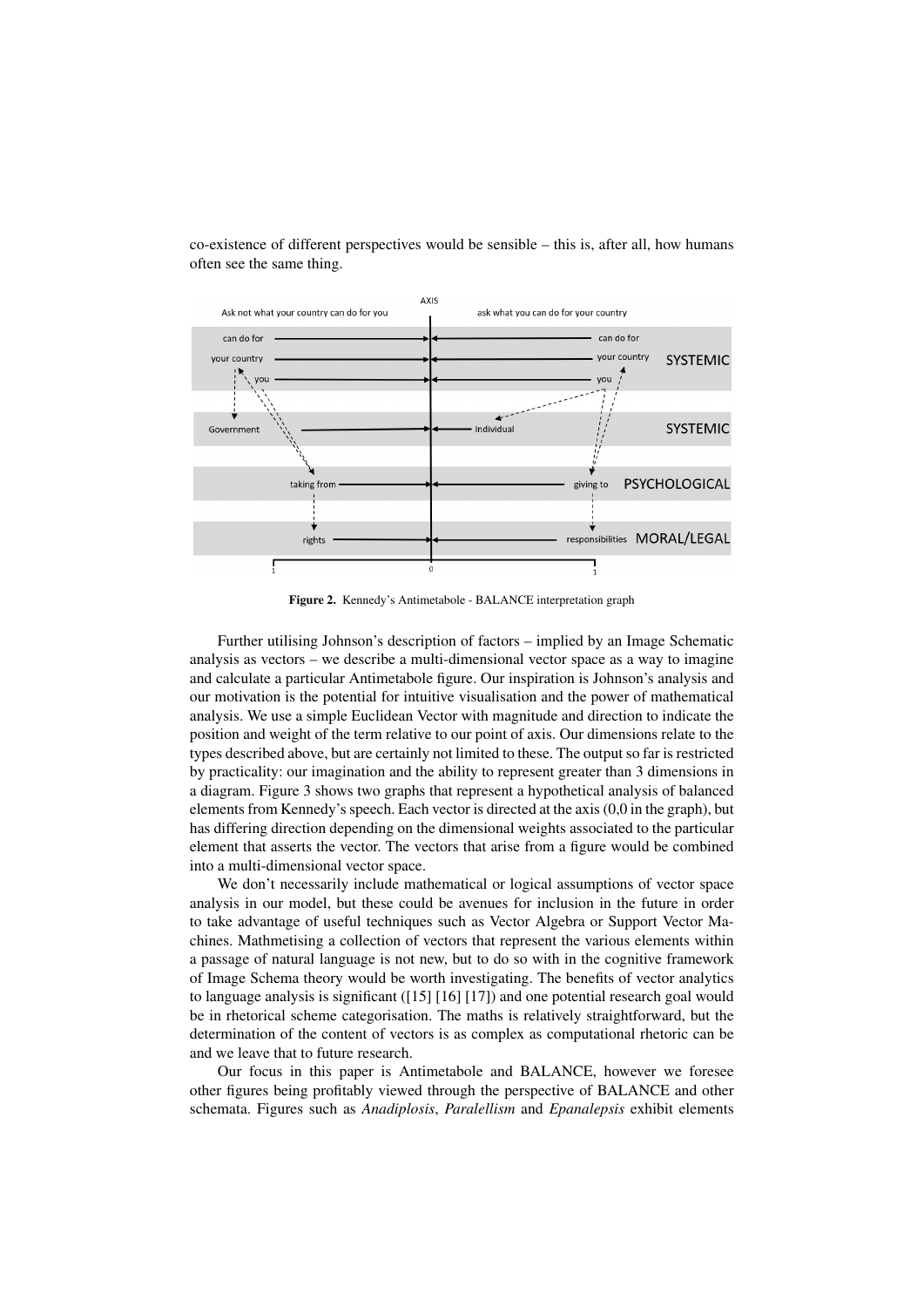co-existence of different perspectives would be sensible – this is, after all, how humans often see the same thing.

**Figure 2.** Kennedy's Antimetabole - BALANCE interpretation graph

Further utilising Johnson's description of factors – implied by an Image Schematic analysis as vectors – we describe a multi-dimensional vector space as a way to imagine and calculate a particular Antimetabole figure. Our inspiration is Johnson's analysis and our motivation is the potential for intuitive visualisation and the power of mathematical analysis. We use a simple Euclidean Vector with magnitude and direction to indicate the position and weight of the term relative to our point of axis. Our dimensions relate to the types described above, but are certainly not limited to these. The output so far is restricted by practicality: our imagination and the ability to represent greater than 3 dimensions in a diagram. Figure 3 shows two graphs that represent a hypothetical analysis of balanced elements from Kennedy's speech. Each vector is directed at the axis (0,0 in the graph), but has differing direction depending on the dimensional weights associated to the particular element that asserts the vector. The vectors that arise from a figure would be combined into a multi-dimensional vector space.

We don't necessarily include mathematical or logical assumptions of vector space analysis in our model, but these could be avenues for inclusion in the future in order to take advantage of useful techniques such as Vector Algebra or Support Vector Machines. Mathmetising a collection of vectors that represent the various elements within a passage of natural language is not new, but to do so with in the cognitive framework of Image Schema theory would be worth investigating. The benefits of vector analytics to language analysis is significant ([15] [16] [17]) and one potential research goal would be in rhetorical scheme categorisation. The maths is relatively straightforward, but the determination of the content of vectors is as complex as computational rhetoric can be and we leave that to future research.

Our focus in this paper is Antimetabole and BALANCE, however we foresee other figures being profitably viewed through the perspective of BALANCE and other schemata. Figures such as *Anadiplosis*, *Paralellism* and *Epanalepsis* exhibit elements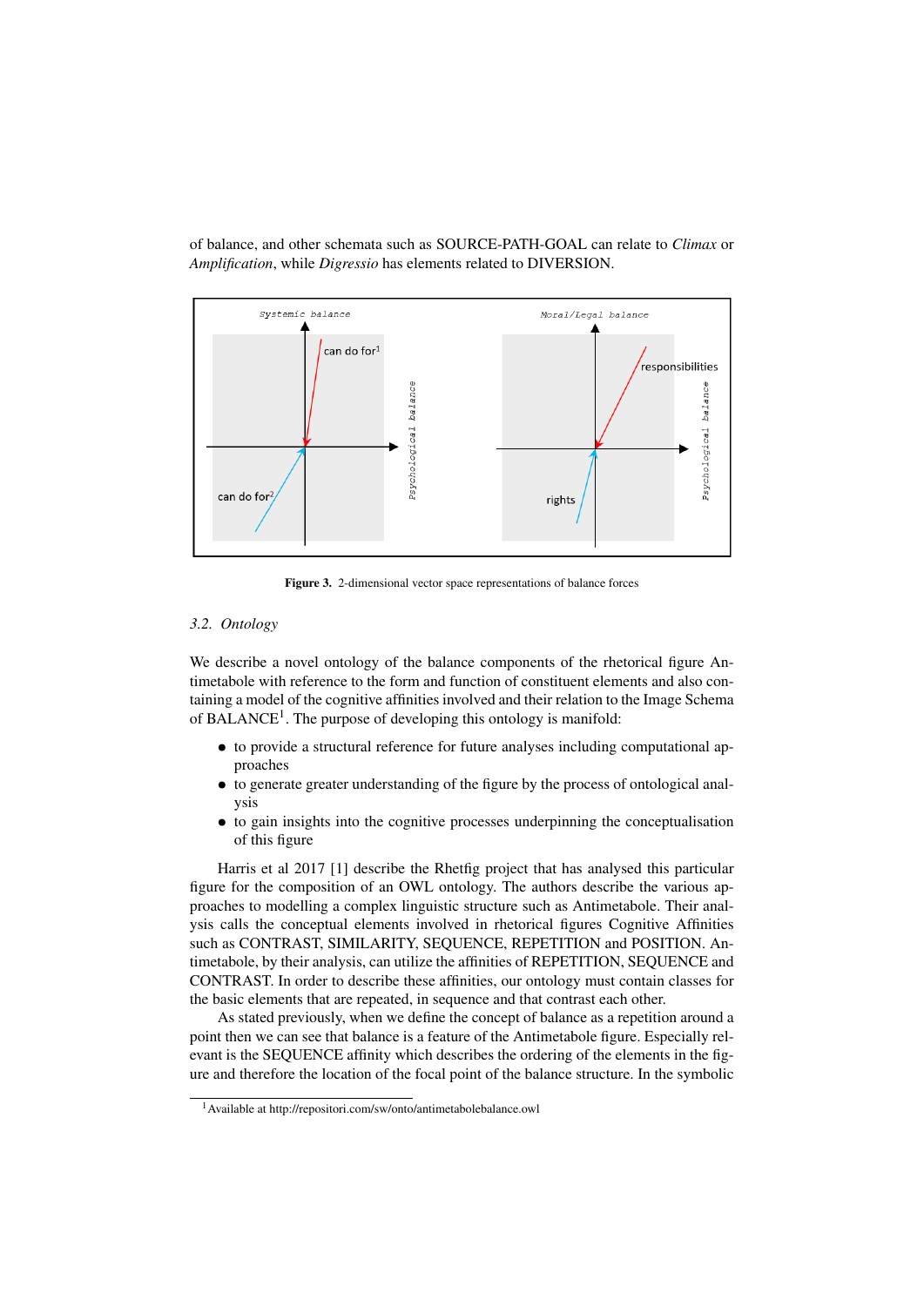of balance, and other schemata such as SOURCE-PATH-GOAL can relate to *Climax* or *Amplification*, while *Digressio* has elements related to DIVERSION.

**Figure 3.** 2-dimensional vector space representations of balance forces

### 3.2. Ontology

We describe a novel ontology of the balance components of the rhetorical figure Antimetabole with reference to the form and function of constituent elements and also containing a model of the cognitive affinities involved and their relation to the Image Schema of BALANCE[1]. The purpose of developing this ontology is manifold:

- to provide a structural reference for future analyses including computational approaches
- to generate greater understanding of the figure by the process of ontological analysis
- to gain insights into the cognitive processes underpinning the conceptualisation of this figure

Harris et al 2017 [1] describe the Rhetfig project that has analysed this particular figure for the composition of an OWL ontology. The authors describe the various approaches to modelling a complex linguistic structure such as Antimetabole. Their analysis calls the conceptual elements involved in rhetorical figures Cognitive Affinities such as CONTRAST, SIMILARITY, SEQUENCE, REPETITION and POSITION. Antimetabole, by their analysis, can utilize the affinities of REPETITION, SEQUENCE and CONTRAST. In order to describe these affinities, our ontology must contain classes for the basic elements that are repeated, in sequence and that contrast each other.

As stated previously, when we define the concept of balance as a repetition around a point then we can see that balance is a feature of the Antimetabole figure. Especially relevant is the SEQUENCE affinity which describes the ordering of the elements in the figure and therefore the location of the focal point of the balance structure. In the symbolic

[1] Available at http://repositori.com/sw/onto/antimetabolebalance.owl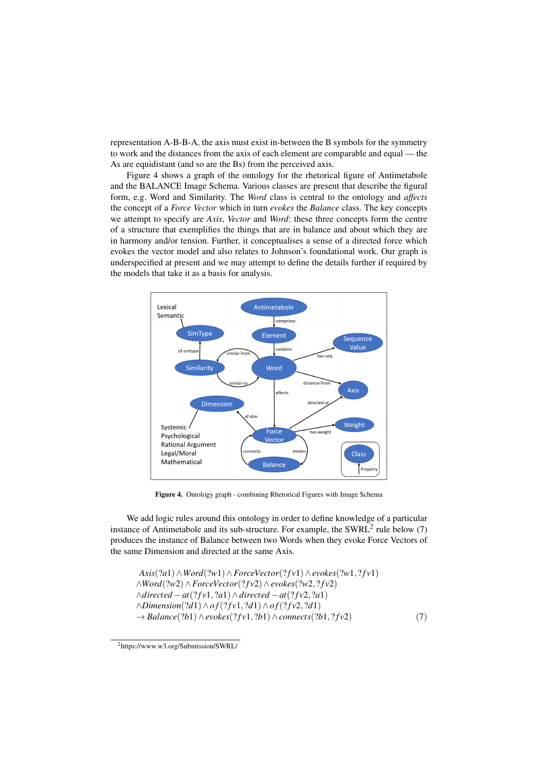representation A-B-B-A, the axis must exist in-between the B symbols for the symmetry to work and the distances from the axis of each element are comparable and equal — the As are equidistant (and so are the Bs) from the perceived axis.

Figure 4 shows a graph of the ontology for the rhetorical figure of Antimetabole and the BALANCE Image Schema. Various classes are present that describe the figural form, e.g. Word and Similarity. The *Word* class is central to the ontology and *affects* the concept of a *Force Vector* which in turn *evokes* the *Balance* class. The key concepts we attempt to specify are *Axis*, *Vector* and *Word*: these three concepts form the centre of a structure that exemplifies the things that are in balance and about which they are in harmony and/or tension. Further, it conceptualises a sense of a directed force which evokes the vector model and also relates to Johnson's foundational work. Our graph is underspecified at present and we may attempt to define the details further if required by the models that take it as a basis for analysis.

**Figure 4.** Ontology graph - combining Rhetorical Figures with Image Schema

We add logic rules around this ontology in order to define knowledge of a particular instance of Antimetabole and its sub-structure. For example, the SWRL[2] rule below (7) produces the instance of Balance between two Words when they evoke Force Vectors of the same Dimension and directed at the same Axis.

$$
\begin{aligned}
&Axis(?a1) \wedge Word(?w1) \wedge ForceVector(?fv1) \wedge evokes(?w1, ?fv1) \\
&\wedge Word(?w2) \wedge ForceVector(?fv2) \wedge evokes(?w2, ?fv2) \\
&\wedge directed-at(?fv1, ?a1) \wedge directed-at(?fv2, ?a1) \\
&\wedge Dimension(?d1) \wedge of(?fv1, ?d1) \wedge of(?fv2, ?d1) \\
&\rightarrow Balance(?b1) \wedge evokes(?fv1, ?b1) \wedge connects(?b1, ?fv2) \qquad (7)
\end{aligned}
$$

[2] https://www.w3.org/Submission/SWRL/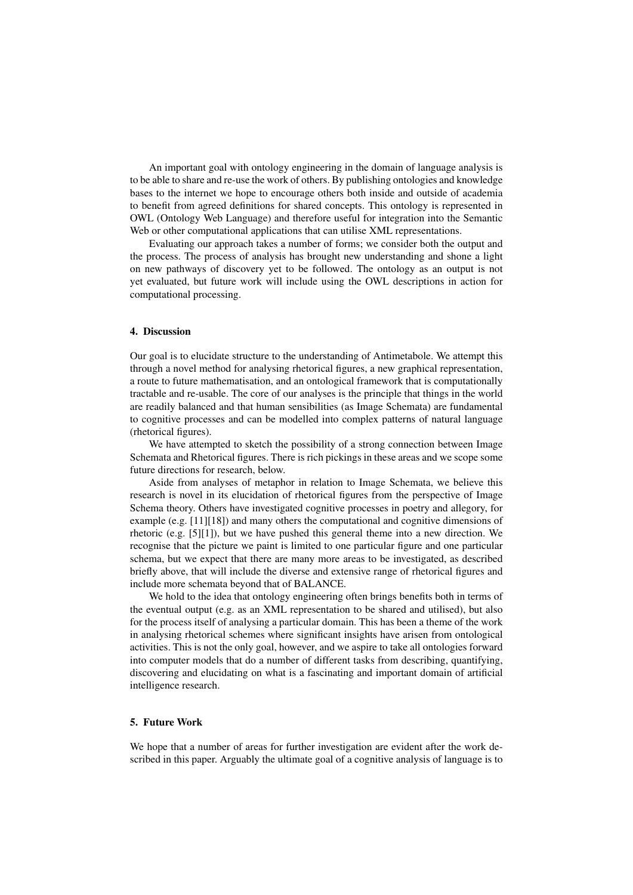An important goal with ontology engineering in the domain of language analysis is to be able to share and re-use the work of others. By publishing ontologies and knowledge bases to the internet we hope to encourage others both inside and outside of academia to benefit from agreed definitions for shared concepts. This ontology is represented in OWL (Ontology Web Language) and therefore useful for integration into the Semantic Web or other computational applications that can utilise XML representations.

Evaluating our approach takes a number of forms; we consider both the output and the process. The process of analysis has brought new understanding and shone a light on new pathways of discovery yet to be followed. The ontology as an output is not yet evaluated, but future work will include using the OWL descriptions in action for computational processing.

#### 4. Discussion

Our goal is to elucidate structure to the understanding of Antimetabole. We attempt this through a novel method for analysing rhetorical figures, a new graphical representation, a route to future mathematisation, and an ontological framework that is computationally tractable and re-usable. The core of our analyses is the principle that things in the world are readily balanced and that human sensibilities (as Image Schemata) are fundamental to cognitive processes and can be modelled into complex patterns of natural language (rhetorical figures).

We have attempted to sketch the possibility of a strong connection between Image Schemata and Rhetorical figures. There is rich pickings in these areas and we scope some future directions for research, below.

Aside from analyses of metaphor in relation to Image Schemata, we believe this research is novel in its elucidation of rhetorical figures from the perspective of Image Schema theory. Others have investigated cognitive processes in poetry and allegory, for example (e.g. [11][18]) and many others the computational and cognitive dimensions of rhetoric (e.g. [5][1]), but we have pushed this general theme into a new direction. We recognise that the picture we paint is limited to one particular figure and one particular schema, but we expect that there are many more areas to be investigated, as described briefly above, that will include the diverse and extensive range of rhetorical figures and include more schemata beyond that of BALANCE.

We hold to the idea that ontology engineering often brings benefits both in terms of the eventual output (e.g. as an XML representation to be shared and utilised), but also for the process itself of analysing a particular domain. This has been a theme of the work in analysing rhetorical schemes where significant insights have arisen from ontological activities. This is not the only goal, however, and we aspire to take all ontologies forward into computer models that do a number of different tasks from describing, quantifying, discovering and elucidating on what is a fascinating and important domain of artificial intelligence research.

#### 5. Future Work

We hope that a number of areas for further investigation are evident after the work described in this paper. Arguably the ultimate goal of a cognitive analysis of language is to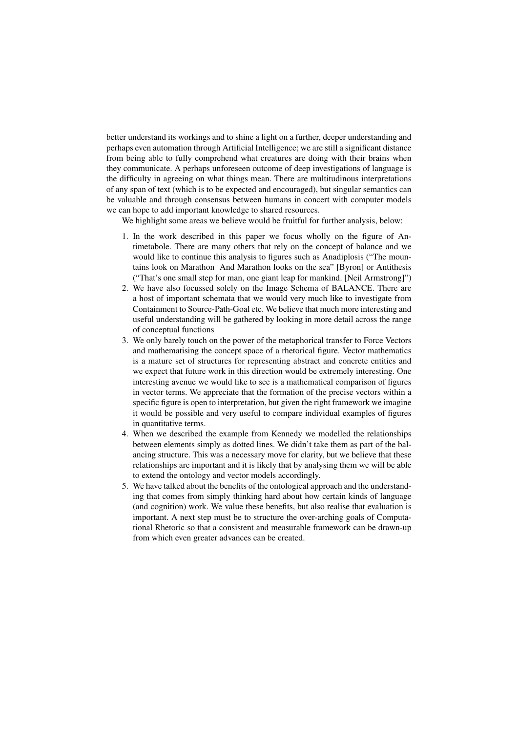better understand its workings and to shine a light on a further, deeper understanding and perhaps even automation through Artificial Intelligence; we are still a significant distance from being able to fully comprehend what creatures are doing with their brains when they communicate. A perhaps unforeseen outcome of deep investigations of language is the difficulty in agreeing on what things mean. There are multitudinous interpretations of any span of text (which is to be expected and encouraged), but singular semantics can be valuable and through consensus between humans in concert with computer models we can hope to add important knowledge to shared resources.

We highlight some areas we believe would be fruitful for further analysis, below:

1. In the work described in this paper we focus wholly on the figure of Antimetabole. There are many others that rely on the concept of balance and we would like to continue this analysis to figures such as Anadiplosis ("The mountains look on Marathon And Marathon looks on the sea" [Byron] or Antithesis ("That's one small step for man, one giant leap for mankind. [Neil Armstrong]")
2. We have also focussed solely on the Image Schema of BALANCE. There are a host of important schemata that we would very much like to investigate from Containment to Source-Path-Goal etc. We believe that much more interesting and useful understanding will be gathered by looking in more detail across the range of conceptual functions
3. We only barely touch on the power of the metaphorical transfer to Force Vectors and mathematising the concept space of a rhetorical figure. Vector mathematics is a mature set of structures for representing abstract and concrete entities and we expect that future work in this direction would be extremely interesting. One interesting avenue we would like to see is a mathematical comparison of figures in vector terms. We appreciate that the formation of the precise vectors within a specific figure is open to interpretation, but given the right framework we imagine it would be possible and very useful to compare individual examples of figures in quantitative terms.
4. When we described the example from Kennedy we modelled the relationships between elements simply as dotted lines. We didn't take them as part of the balancing structure. This was a necessary move for clarity, but we believe that these relationships are important and it is likely that by analysing them we will be able to extend the ontology and vector models accordingly.
5. We have talked about the benefits of the ontological approach and the understanding that comes from simply thinking hard about how certain kinds of language (and cognition) work. We value these benefits, but also realise that evaluation is important. A next step must be to structure the over-arching goals of Computational Rhetoric so that a consistent and measurable framework can be drawn-up from which even greater advances can be created.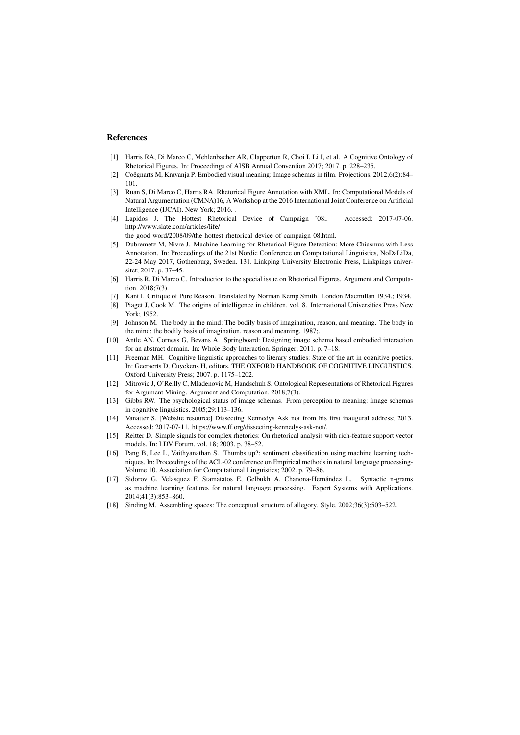## References

[1] Harris RA, Di Marco C, Mehlenbacher AR, Clapperton R, Choi I, Li I, et al. A Cognitive Ontology of Rhetorical Figures. In: Proceedings of AISB Annual Convention 2017; 2017. p. 228–235.

[2] Coëgnarts M, Kravanja P. Embodied visual meaning: Image schemas in film. Projections. 2012;6(2):84–101.

[3] Ruan S, Di Marco C, Harris RA. Rhetorical Figure Annotation with XML. In: Computational Models of Natural Argumentation (CMNA)16, A Workshop at the 2016 International Joint Conference on Artificial Intelligence (IJCAI). New York; 2016. .

[4] Lapidos J. The Hottest Rhetorical Device of Campaign '08;. Accessed: 2017-07-06. http://www.slate.com/articles/life/the_good_word/2008/09/the_hottest_rhetorical_device_of_campaign_08.html.

[5] Dubremetz M, Nivre J. Machine Learning for Rhetorical Figure Detection: More Chiasmus with Less Annotation. In: Proceedings of the 21st Nordic Conference on Computational Linguistics, NoDaLiDa, 22-24 May 2017, Gothenburg, Sweden. 131. Linkping University Electronic Press, Linkpings universitet; 2017. p. 37–45.

[6] Harris R, Di Marco C. Introduction to the special issue on Rhetorical Figures. Argument and Computation. 2018;7(3).

[7] Kant I. Critique of Pure Reason. Translated by Norman Kemp Smith. London Macmillan 1934.; 1934.

[8] Piaget J, Cook M. The origins of intelligence in children. vol. 8. International Universities Press New York; 1952.

[9] Johnson M. The body in the mind: The bodily basis of imagination, reason, and meaning. The body in the mind: the bodily basis of imagination, reason and meaning. 1987;.

[10] Antle AN, Corness G, Bevans A. Springboard: Designing image schema based embodied interaction for an abstract domain. In: Whole Body Interaction. Springer; 2011. p. 7–18.

[11] Freeman MH. Cognitive linguistic approaches to literary studies: State of the art in cognitive poetics. In: Geeraerts D, Cuyckens H, editors. THE OXFORD HANDBOOK OF COGNITIVE LINGUISTICS. Oxford University Press; 2007. p. 1175–1202.

[12] Mitrovic J, O'Reilly C, Mladenovic M, Handschuh S. Ontological Representations of Rhetorical Figures for Argument Mining. Argument and Computation. 2018;7(3).

[13] Gibbs RW. The psychological status of image schemas. From perception to meaning: Image schemas in cognitive linguistics. 2005;29:113–136.

[14] Vanatter S. [Website resource] Dissecting Kennedys Ask not from his first inaugural address; 2013. Accessed: 2017-07-11. https://www.ff.org/dissecting-kennedys-ask-not/.

[15] Reitter D. Simple signals for complex rhetorics: On rhetorical analysis with rich-feature support vector models. In: LDV Forum. vol. 18; 2003. p. 38–52.

[16] Pang B, Lee L, Vaithyanathan S. Thumbs up?: sentiment classification using machine learning techniques. In: Proceedings of the ACL-02 conference on Empirical methods in natural language processing-Volume 10. Association for Computational Linguistics; 2002. p. 79–86.

[17] Sidorov G, Velasquez F, Stamatatos E, Gelbukh A, Chanona-Hernández L. Syntactic n-grams as machine learning features for natural language processing. Expert Systems with Applications. 2014;41(3):853–860.

[18] Sinding M. Assembling spaces: The conceptual structure of allegory. Style. 2002;36(3):503–522.